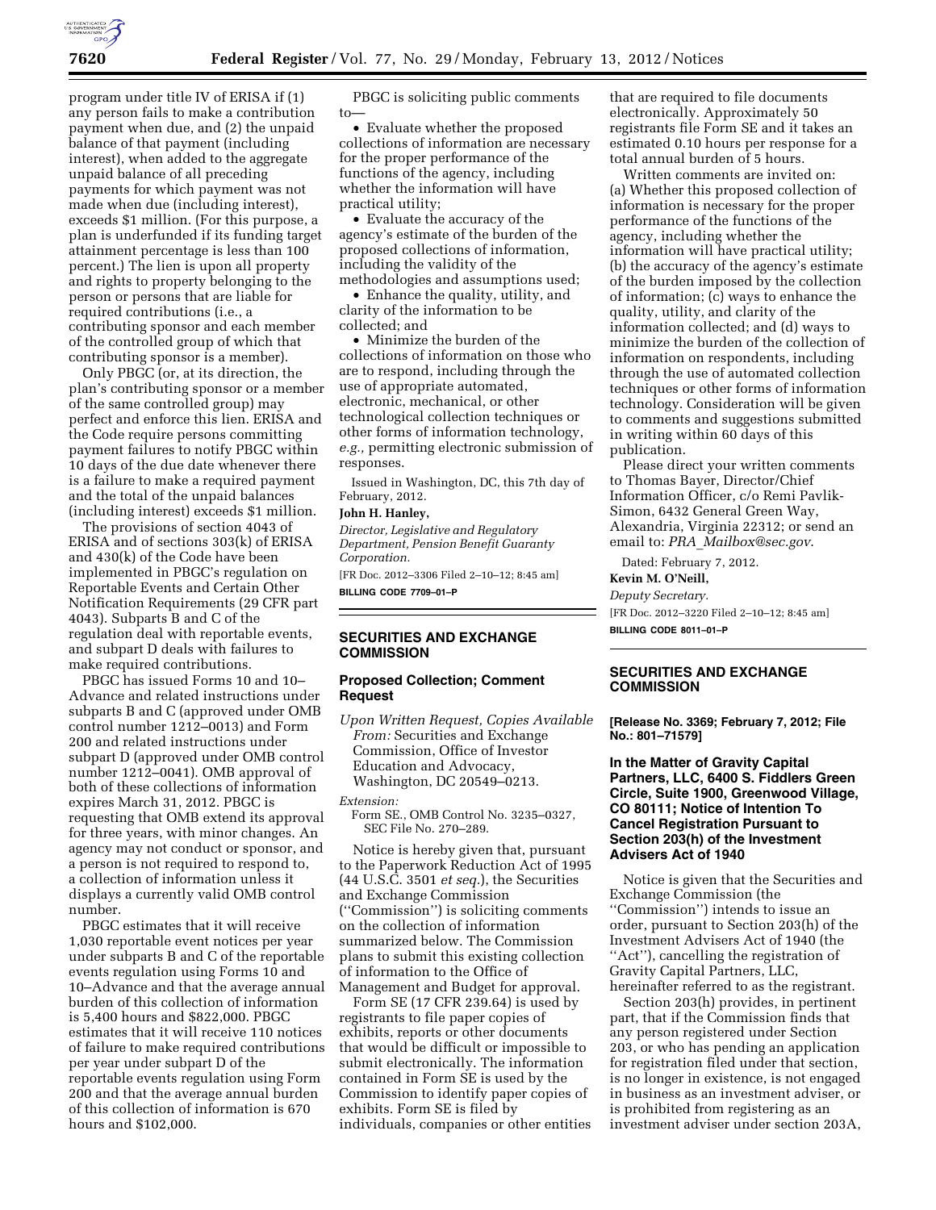program under title IV of ERISA if (1) any person fails to make a contribution payment when due, and (2) the unpaid balance of that payment (including interest), when added to the aggregate unpaid balance of all preceding payments for which payment was not made when due (including interest), exceeds $1 million. (For this purpose, a plan is underfunded if its funding target attainment percentage is less than 100 percent.) The lien is upon all property and rights to property belonging to the person or persons that are liable for required contributions (i.e., a contributing sponsor and each member of the controlled group of which that contributing sponsor is a member).

Only PBGC (or, at its direction, the plan's contributing sponsor or a member of the same controlled group) may perfect and enforce this lien. ERISA and the Code require persons committing payment failures to notify PBGC within 10 days of the due date whenever there is a failure to make a required payment and the total of the unpaid balances (including interest) exceeds $1 million.

The provisions of section 4043 of ERISA and of sections 303(k) of ERISA and 430(k) of the Code have been implemented in PBGC's regulation on Reportable Events and Certain Other Notification Requirements (29 CFR part 4043). Subparts B and C of the regulation deal with reportable events, and subpart D deals with failures to make required contributions.

PBGC has issued Forms 10 and 10–Advance and related instructions under subparts B and C (approved under OMB control number 1212–0013) and Form 200 and related instructions under subpart D (approved under OMB control number 1212–0041). OMB approval of both of these collections of information expires March 31, 2012. PBGC is requesting that OMB extend its approval for three years, with minor changes. An agency may not conduct or sponsor, and a person is not required to respond to, a collection of information unless it displays a currently valid OMB control number.

PBGC estimates that it will receive 1,030 reportable event notices per year under subparts B and C of the reportable events regulation using Forms 10 and 10–Advance and that the average annual burden of this collection of information is 5,400 hours and $822,000. PBGC estimates that it will receive 110 notices of failure to make required contributions per year under subpart D of the reportable events regulation using Form 200 and that the average annual burden of this collection of information is 670 hours and $102,000.

PBGC is soliciting public comments to—

- Evaluate whether the proposed collections of information are necessary for the proper performance of the functions of the agency, including whether the information will have practical utility;
- Evaluate the accuracy of the agency's estimate of the burden of the proposed collections of information, including the validity of the methodologies and assumptions used;
- Enhance the quality, utility, and clarity of the information to be collected; and
- Minimize the burden of the collections of information on those who are to respond, including through the use of appropriate automated, electronic, mechanical, or other technological collection techniques or other forms of information technology, *e.g.,* permitting electronic submission of responses.

Issued in Washington, DC, this 7th day of February, 2012.

**John H. Hanley,**

*Director, Legislative and Regulatory Department, Pension Benefit Guaranty Corporation.*

[FR Doc. 2012–3306 Filed 2–10–12; 8:45 am]

**BILLING CODE 7709–01–P**

## SECURITIES AND EXCHANGE COMMISSION

### Proposed Collection; Comment Request

*Upon Written Request, Copies Available From:* Securities and Exchange Commission, Office of Investor Education and Advocacy, Washington, DC 20549–0213.

*Extension:*

Form SE., OMB Control No. 3235–0327, SEC File No. 270–289.

Notice is hereby given that, pursuant to the Paperwork Reduction Act of 1995 (44 U.S.C. 3501 *et seq.*), the Securities and Exchange Commission (''Commission'') is soliciting comments on the collection of information summarized below. The Commission plans to submit this existing collection of information to the Office of Management and Budget for approval.

Form SE (17 CFR 239.64) is used by registrants to file paper copies of exhibits, reports or other documents that would be difficult or impossible to submit electronically. The information contained in Form SE is used by the Commission to identify paper copies of exhibits. Form SE is filed by individuals, companies or other entities that are required to file documents electronically. Approximately 50 registrants file Form SE and it takes an estimated 0.10 hours per response for a total annual burden of 5 hours.

Written comments are invited on: (a) Whether this proposed collection of information is necessary for the proper performance of the functions of the agency, including whether the information will have practical utility; (b) the accuracy of the agency's estimate of the burden imposed by the collection of information; (c) ways to enhance the quality, utility, and clarity of the information collected; and (d) ways to minimize the burden of the collection of information on respondents, including through the use of automated collection techniques or other forms of information technology. Consideration will be given to comments and suggestions submitted in writing within 60 days of this publication.

Please direct your written comments to Thomas Bayer, Director/Chief Information Officer, c/o Remi Pavlik-Simon, 6432 General Green Way, Alexandria, Virginia 22312; or send an email to: *PRA_Mailbox@sec.gov*.

Dated: February 7, 2012.

**Kevin M. O'Neill,**

*Deputy Secretary.*

[FR Doc. 2012–3220 Filed 2–10–12; 8:45 am]

**BILLING CODE 8011–01–P**

## SECURITIES AND EXCHANGE COMMISSION

**[Release No. 3369; February 7, 2012; File No.: 801–71579]**

### In the Matter of Gravity Capital Partners, LLC, 6400 S. Fiddlers Green Circle, Suite 1900, Greenwood Village, CO 80111; Notice of Intention To Cancel Registration Pursuant to Section 203(h) of the Investment Advisers Act of 1940

Notice is given that the Securities and Exchange Commission (the ''Commission'') intends to issue an order, pursuant to Section 203(h) of the Investment Advisers Act of 1940 (the ''Act''), cancelling the registration of Gravity Capital Partners, LLC, hereinafter referred to as the registrant.

Section 203(h) provides, in pertinent part, that if the Commission finds that any person registered under Section 203, or who has pending an application for registration filed under that section, is no longer in existence, is not engaged in business as an investment adviser, or is prohibited from registering as an investment adviser under section 203A,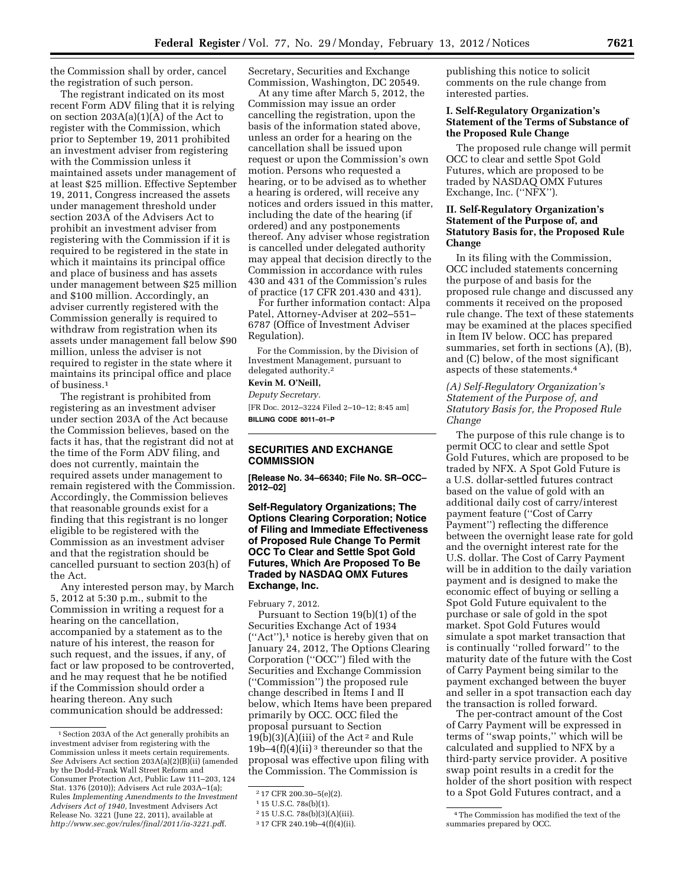the Commission shall by order, cancel the registration of such person.

The registrant indicated on its most recent Form ADV filing that it is relying on section 203A(a)(1)(A) of the Act to register with the Commission, which prior to September 19, 2011 prohibited an investment adviser from registering with the Commission unless it maintained assets under management of at least $25 million. Effective September 19, 2011, Congress increased the assets under management threshold under section 203A of the Advisers Act to prohibit an investment adviser from registering with the Commission if it is required to be registered in the state in which it maintains its principal office and place of business and has assets under management between $25 million and $100 million. Accordingly, an adviser currently registered with the Commission generally is required to withdraw from registration when its assets under management fall below $90 million, unless the adviser is not required to register in the state where it maintains its principal office and place of business.[1]

The registrant is prohibited from registering as an investment adviser under section 203A of the Act because the Commission believes, based on the facts it has, that the registrant did not at the time of the Form ADV filing, and does not currently, maintain the required assets under management to remain registered with the Commission. Accordingly, the Commission believes that reasonable grounds exist for a finding that this registrant is no longer eligible to be registered with the Commission as an investment adviser and that the registration should be cancelled pursuant to section 203(h) of the Act.

Any interested person may, by March 5, 2012 at 5:30 p.m., submit to the Commission in writing a request for a hearing on the cancellation, accompanied by a statement as to the nature of his interest, the reason for such request, and the issues, if any, of fact or law proposed to be controverted, and he may request that he be notified if the Commission should order a hearing thereon. Any such communication should be addressed: Secretary, Securities and Exchange Commission, Washington, DC 20549.

At any time after March 5, 2012, the Commission may issue an order cancelling the registration, upon the basis of the information stated above, unless an order for a hearing on the cancellation shall be issued upon request or upon the Commission's own motion. Persons who requested a hearing, or to be advised as to whether a hearing is ordered, will receive any notices and orders issued in this matter, including the date of the hearing (if ordered) and any postponements thereof. Any adviser whose registration is cancelled under delegated authority may appeal that decision directly to the Commission in accordance with rules 430 and 431 of the Commission's rules of practice (17 CFR 201.430 and 431).

For further information contact: Alpa Patel, Attorney-Adviser at 202–551–6787 (Office of Investment Adviser Regulation).

For the Commission, by the Division of Investment Management, pursuant to delegated authority.[2]

**Kevin M. O'Neill,**

*Deputy Secretary.*

[FR Doc. 2012–3224 Filed 2–10–12; 8:45 am]

**BILLING CODE 8011–01–P**

[1] Section 203A of the Act generally prohibits an investment adviser from registering with the Commission unless it meets certain requirements. *See* Advisers Act section 203A(a)(2)(B)(ii) (amended by the Dodd-Frank Wall Street Reform and Consumer Protection Act, Public Law 111–203, 124 Stat. 1376 (2010)); Advisers Act rule 203A–1(a); Rules *Implementing Amendments to the Investment Advisers Act of 1940,* Investment Advisers Act Release No. 3221 (June 22, 2011), available at *http://www.sec.gov/rules/final/2011/ia-3221.pdf.*

[2] 17 CFR 200.30–5(e)(2).

## SECURITIES AND EXCHANGE COMMISSION

**[Release No. 34–66340; File No. SR–OCC–2012–02]**

## Self-Regulatory Organizations; The Options Clearing Corporation; Notice of Filing and Immediate Effectiveness of Proposed Rule Change To Permit OCC To Clear and Settle Spot Gold Futures, Which Are Proposed To Be Traded by NASDAQ OMX Futures Exchange, Inc.

February 7, 2012.

Pursuant to Section 19(b)(1) of the Securities Exchange Act of 1934 ("Act"),[1] notice is hereby given that on January 24, 2012, The Options Clearing Corporation ("OCC") filed with the Securities and Exchange Commission ("Commission") the proposed rule change described in Items I and II below, which Items have been prepared primarily by OCC. OCC filed the proposal pursuant to Section 19(b)(3)(A)(iii) of the Act[2] and Rule 19b–4(f)(4)(ii)[3] thereunder so that the proposal was effective upon filing with the Commission. The Commission is publishing this notice to solicit comments on the rule change from interested parties.

[1] 15 U.S.C. 78s(b)(1).

[2] 15 U.S.C. 78s(b)(3)(A)(iii).

[3] 17 CFR 240.19b–4(f)(4)(ii).

### I. Self-Regulatory Organization's Statement of the Terms of Substance of the Proposed Rule Change

The proposed rule change will permit OCC to clear and settle Spot Gold Futures, which are proposed to be traded by NASDAQ OMX Futures Exchange, Inc. ("NFX").

### II. Self-Regulatory Organization's Statement of the Purpose of, and Statutory Basis for, the Proposed Rule Change

In its filing with the Commission, OCC included statements concerning the purpose of and basis for the proposed rule change and discussed any comments it received on the proposed rule change. The text of these statements may be examined at the places specified in Item IV below. OCC has prepared summaries, set forth in sections (A), (B), and (C) below, of the most significant aspects of these statements.[4]

#### *(A) Self-Regulatory Organization's Statement of the Purpose of, and Statutory Basis for, the Proposed Rule Change*

The purpose of this rule change is to permit OCC to clear and settle Spot Gold Futures, which are proposed to be traded by NFX. A Spot Gold Future is a U.S. dollar-settled futures contract based on the value of gold with an additional daily cost of carry/interest payment feature ("Cost of Carry Payment") reflecting the difference between the overnight lease rate for gold and the overnight interest rate for the U.S. dollar. The Cost of Carry Payment will be in addition to the daily variation payment and is designed to make the economic effect of buying or selling a Spot Gold Future equivalent to the purchase or sale of gold in the spot market. Spot Gold Futures would simulate a spot market transaction that is continually "rolled forward" to the maturity date of the future with the Cost of Carry Payment being similar to the payment exchanged between the buyer and seller in a spot transaction each day the transaction is rolled forward.

The per-contract amount of the Cost of Carry Payment will be expressed in terms of "swap points," which will be calculated and supplied to NFX by a third-party service provider. A positive swap point results in a credit for the holder of the short position with respect to a Spot Gold Futures contract, and a

[4] The Commission has modified the text of the summaries prepared by OCC.